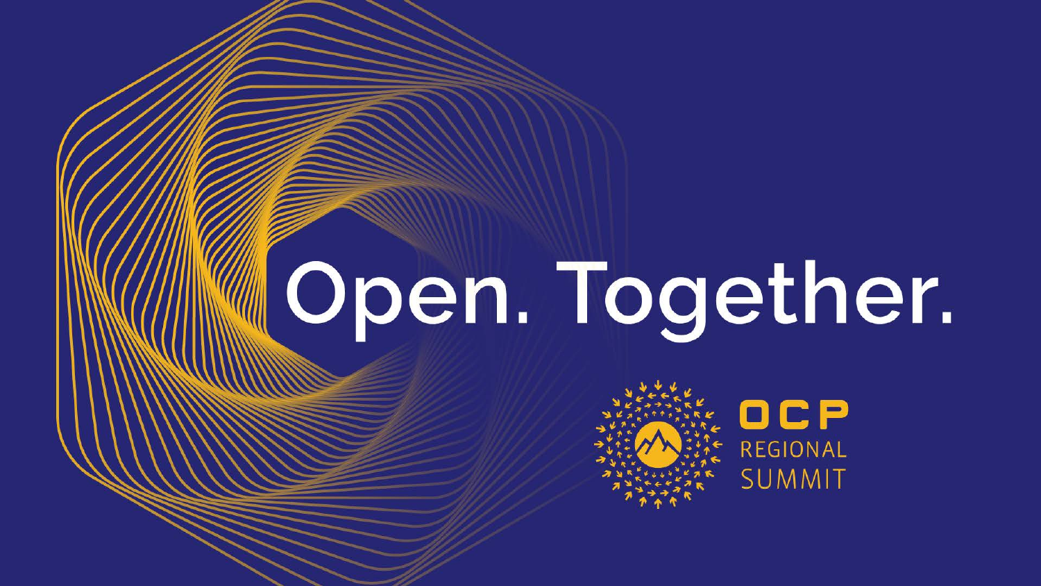# Open. Together.

OCP REGIONAL SUMMIT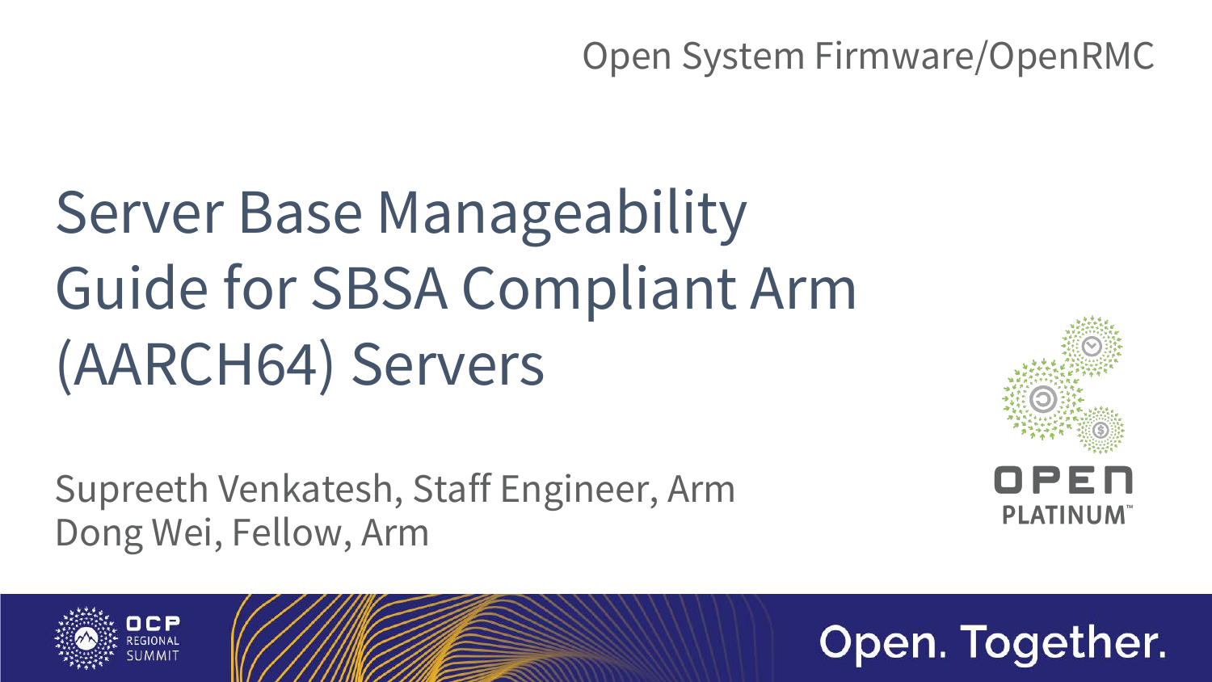Open System Firmware/OpenRMC

# Server Base Manageability Guide for SBSA Compliant Arm (AARCH64) Servers

Supreeth Venkatesh, Staff Engineer, Arm
Dong Wei, Fellow, Arm

OPEN PLATINUM™

OCP REGIONAL SUMMIT

Open. Together.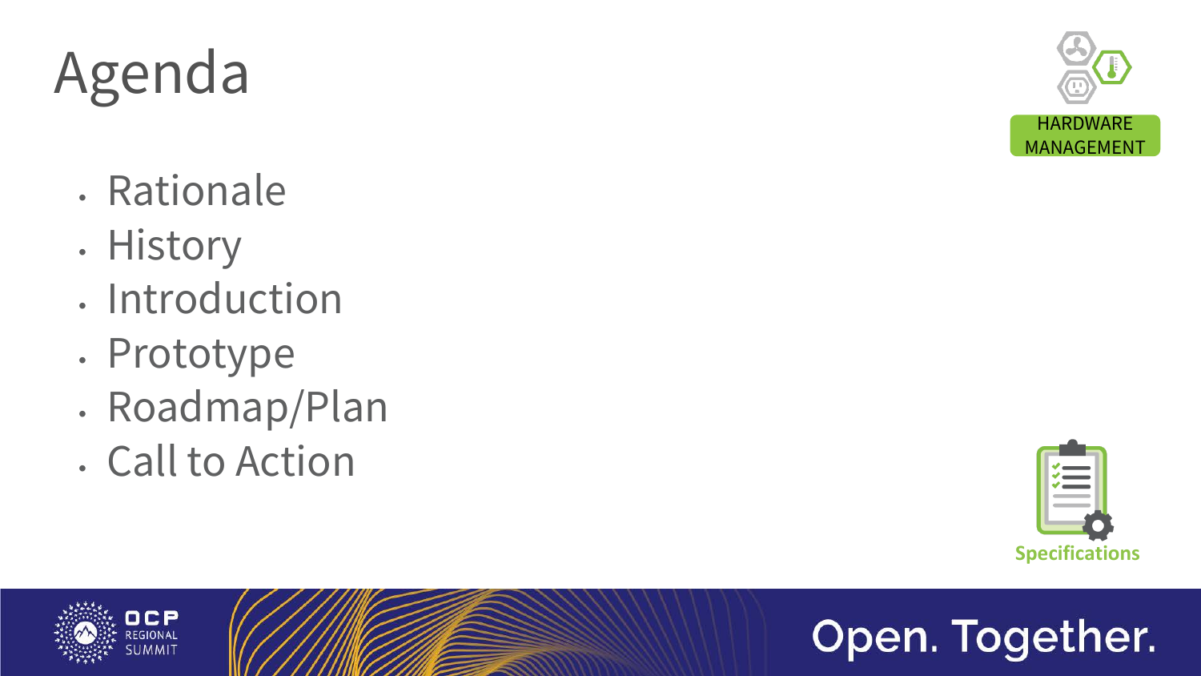# Agenda

HARDWARE MANAGEMENT

- Rationale
- History
- Introduction
- Prototype
- Roadmap/Plan
- Call to Action

Specifications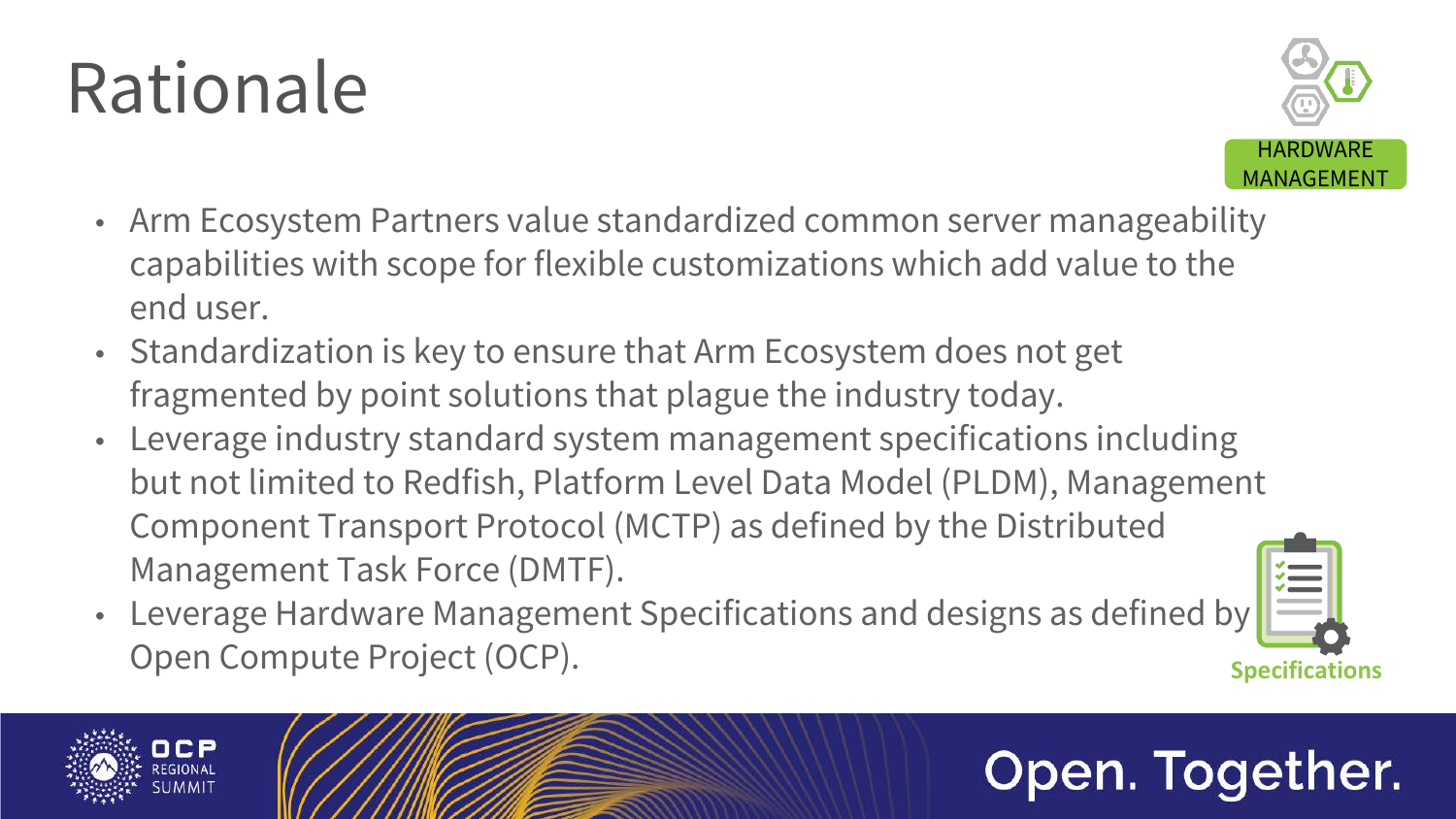# Rationale

HARDWARE MANAGEMENT

- Arm Ecosystem Partners value standardized common server manageability capabilities with scope for flexible customizations which add value to the end user.
- Standardization is key to ensure that Arm Ecosystem does not get fragmented by point solutions that plague the industry today.
- Leverage industry standard system management specifications including but not limited to Redfish, Platform Level Data Model (PLDM), Management Component Transport Protocol (MCTP) as defined by the Distributed Management Task Force (DMTF).
- Leverage Hardware Management Specifications and designs as defined by Open Compute Project (OCP).

Specifications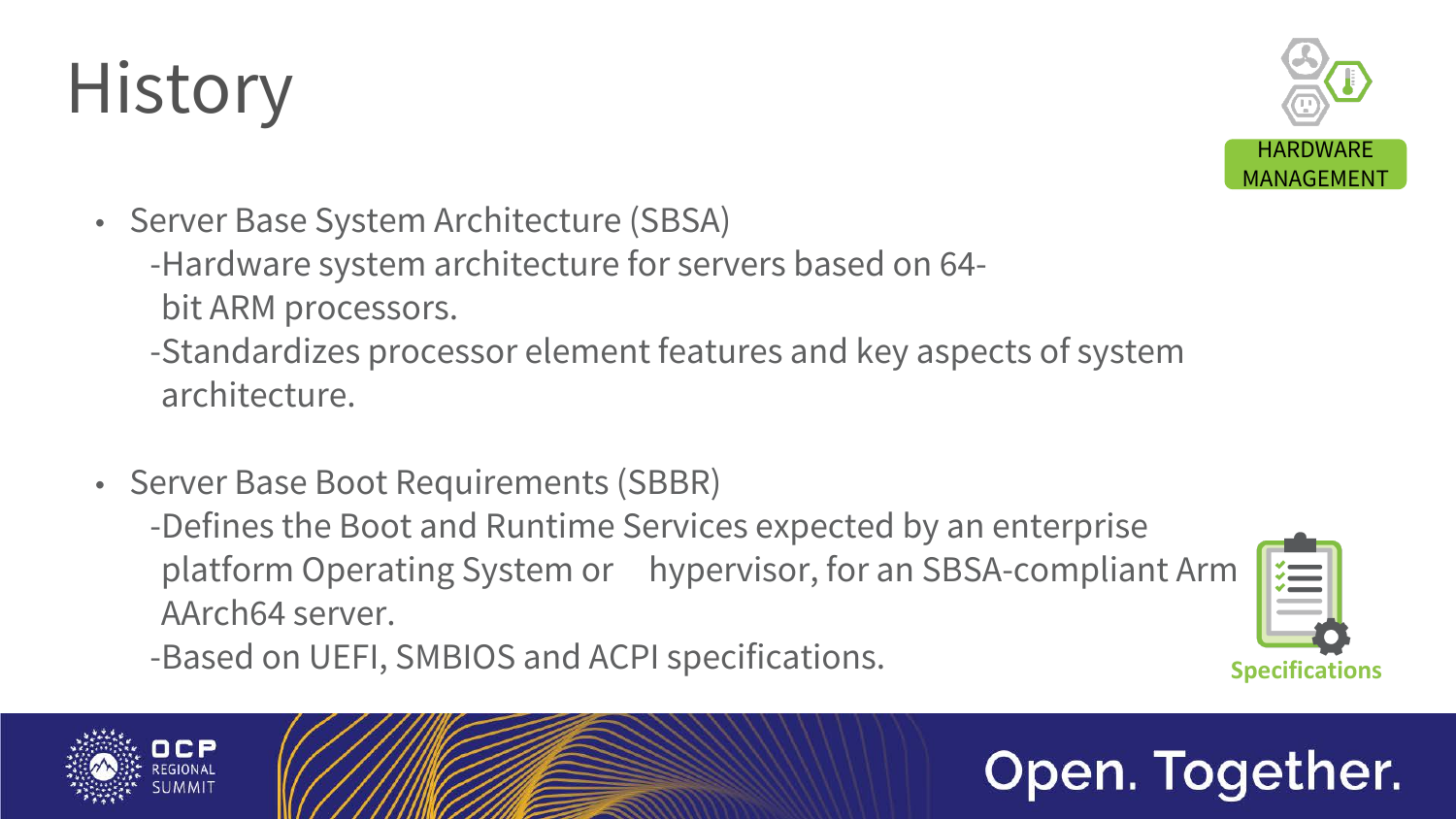# History

- Server Base System Architecture (SBSA)
  - -Hardware system architecture for servers based on 64-bit ARM processors.
  - -Standardizes processor element features and key aspects of system architecture.

- Server Base Boot Requirements (SBBR)
  - -Defines the Boot and Runtime Services expected by an enterprise platform Operating System or hypervisor, for an SBSA-compliant Arm AArch64 server.
  - -Based on UEFI, SMBIOS and ACPI specifications.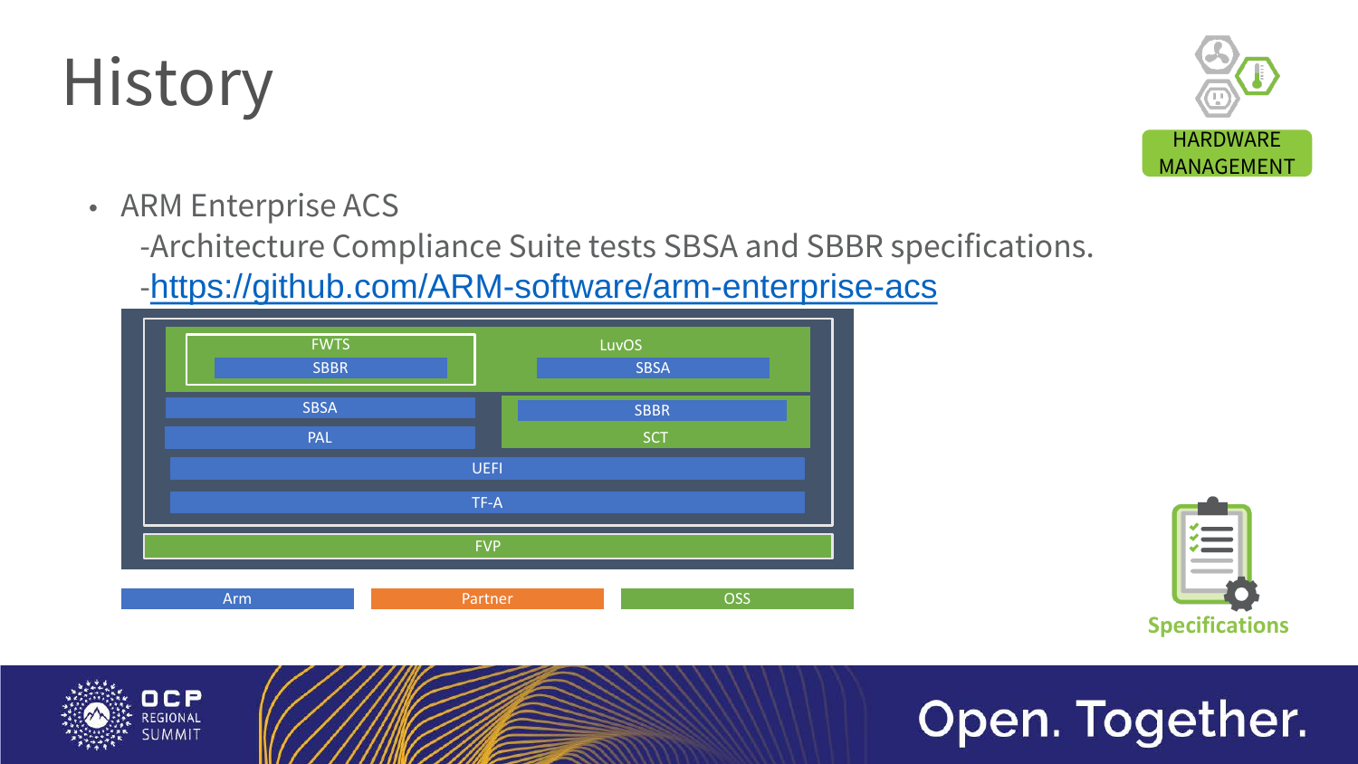# History

- ARM Enterprise ACS
  - -Architecture Compliance Suite tests SBSA and SBBR specifications.
  - -https://github.com/ARM-software/arm-enterprise-acs

FWTS
SBBR
LuvOS
SBSA
SBSA
PAL
SBBR
SCT
UEFI
TF-A
FVP

Arm | Partner | OSS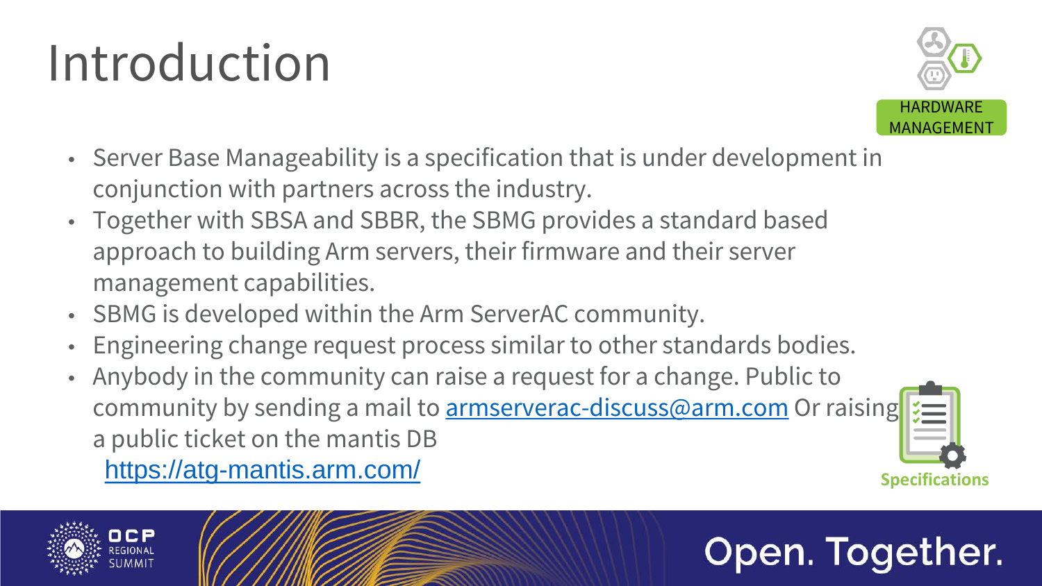# Introduction

HARDWARE MANAGEMENT

- Server Base Manageability is a specification that is under development in conjunction with partners across the industry.
- Together with SBSA and SBBR, the SBMG provides a standard based approach to building Arm servers, their firmware and their server management capabilities.
- SBMG is developed within the Arm ServerAC community.
- Engineering change request process similar to other standards bodies.
- Anybody in the community can raise a request for a change. Public to community by sending a mail to [armserverac-discuss@arm.com](mailto:armserverac-discuss@arm.com) Or raising a public ticket on the mantis DB
  [https://atg-mantis.arm.com/](https://atg-mantis.arm.com/)

Specifications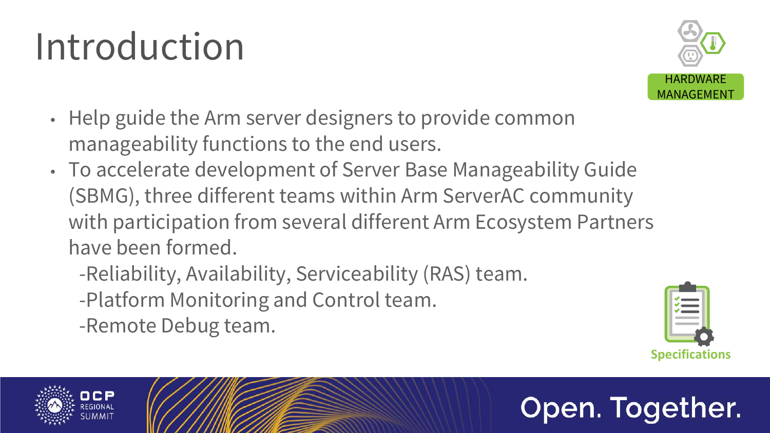# Introduction

HARDWARE MANAGEMENT

- Help guide the Arm server designers to provide common manageability functions to the end users.
- To accelerate development of Server Base Manageability Guide (SBMG), three different teams within Arm ServerAC community with participation from several different Arm Ecosystem Partners have been formed.
  - -Reliability, Availability, Serviceability (RAS) team.
  - -Platform Monitoring and Control team.
  - -Remote Debug team.

Specifications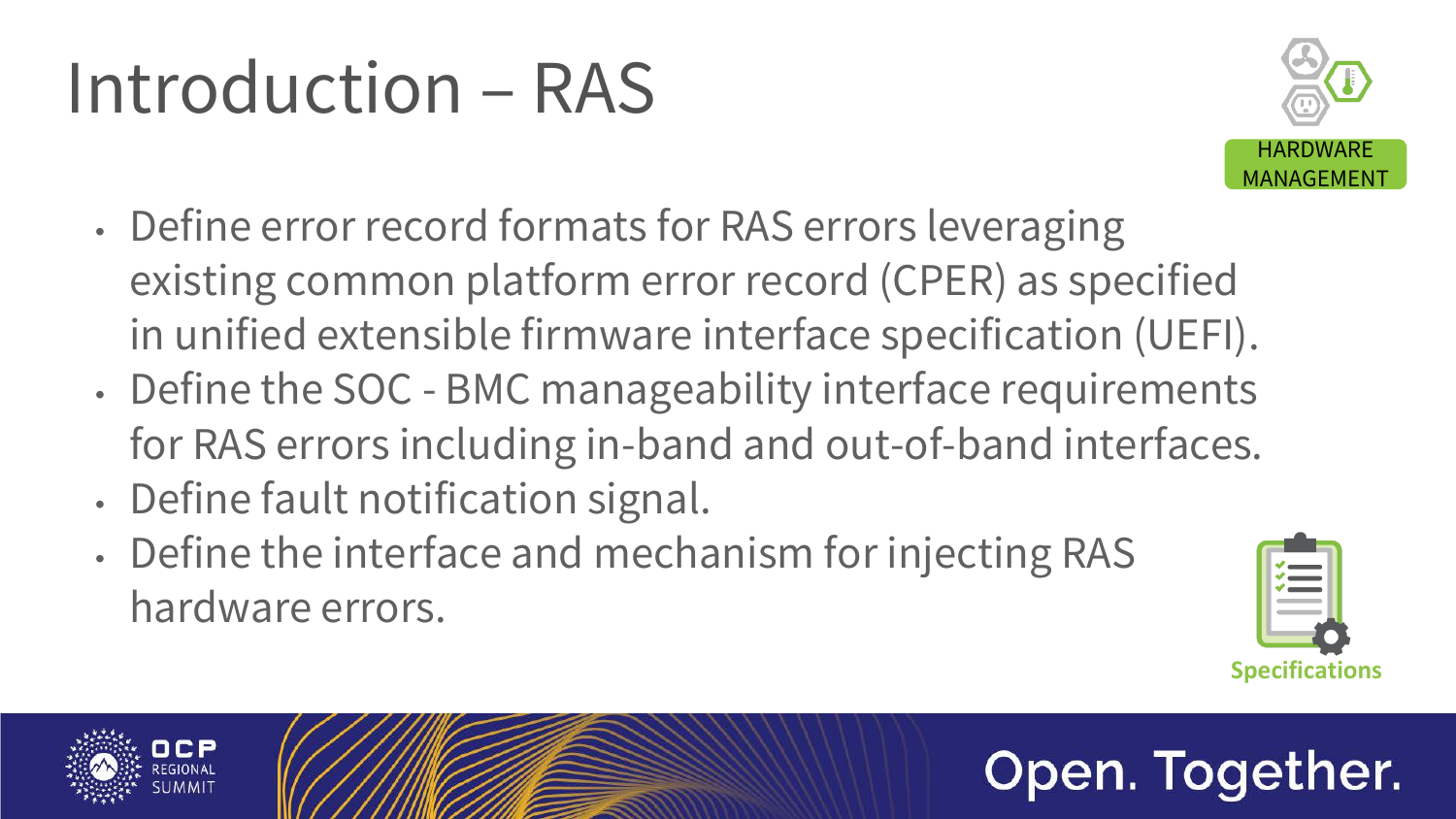# Introduction – RAS

HARDWARE MANAGEMENT

- Define error record formats for RAS errors leveraging existing common platform error record (CPER) as specified in unified extensible firmware interface specification (UEFI).
- Define the SOC - BMC manageability interface requirements for RAS errors including in-band and out-of-band interfaces.
- Define fault notification signal.
- Define the interface and mechanism for injecting RAS hardware errors.

Specifications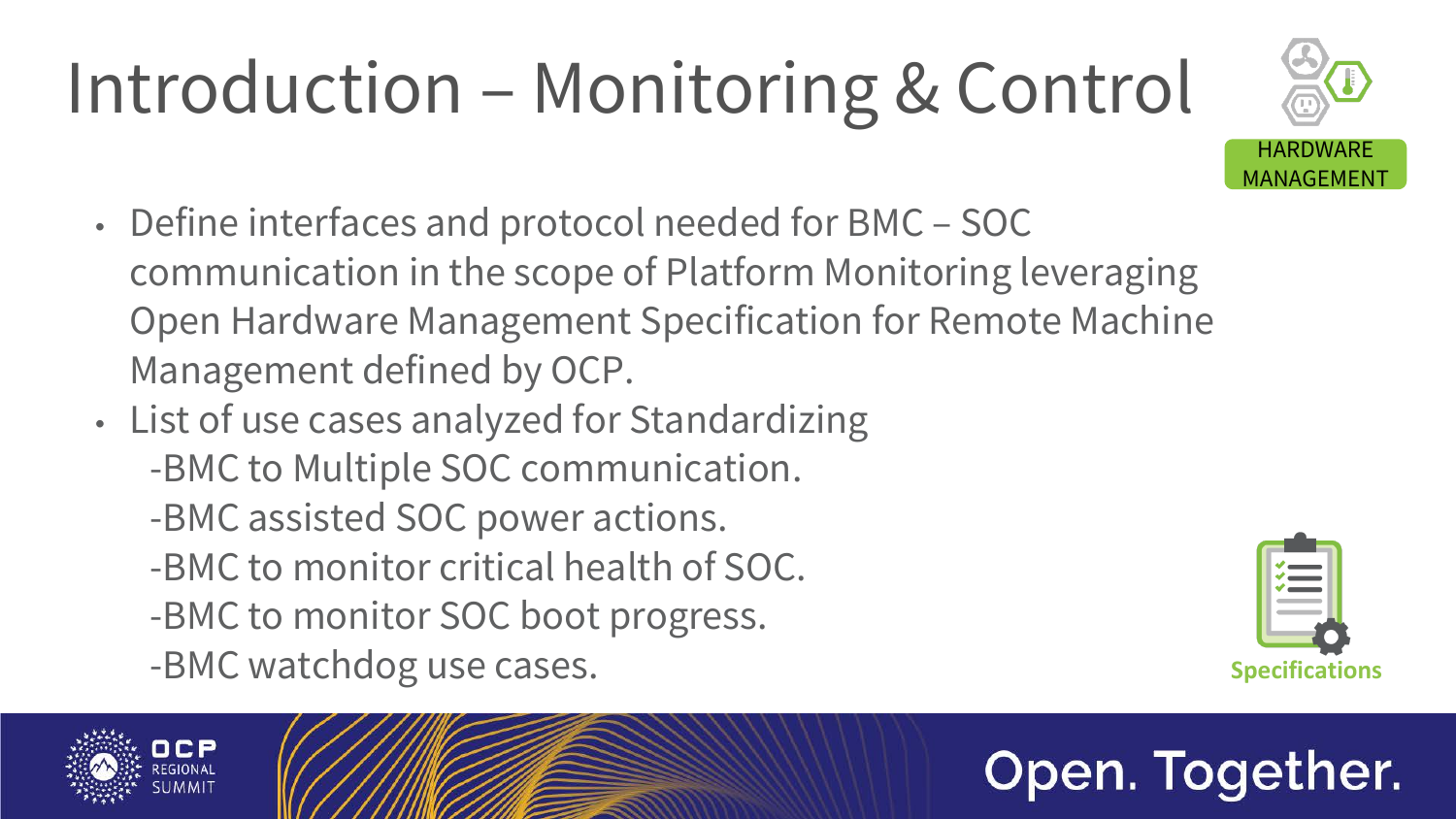# Introduction – Monitoring & Control

HARDWARE MANAGEMENT

- Define interfaces and protocol needed for BMC – SOC communication in the scope of Platform Monitoring leveraging Open Hardware Management Specification for Remote Machine Management defined by OCP.
- List of use cases analyzed for Standardizing
  - -BMC to Multiple SOC communication.
  - -BMC assisted SOC power actions.
  - -BMC to monitor critical health of SOC.
  - -BMC to monitor SOC boot progress.
  - -BMC watchdog use cases.

Specifications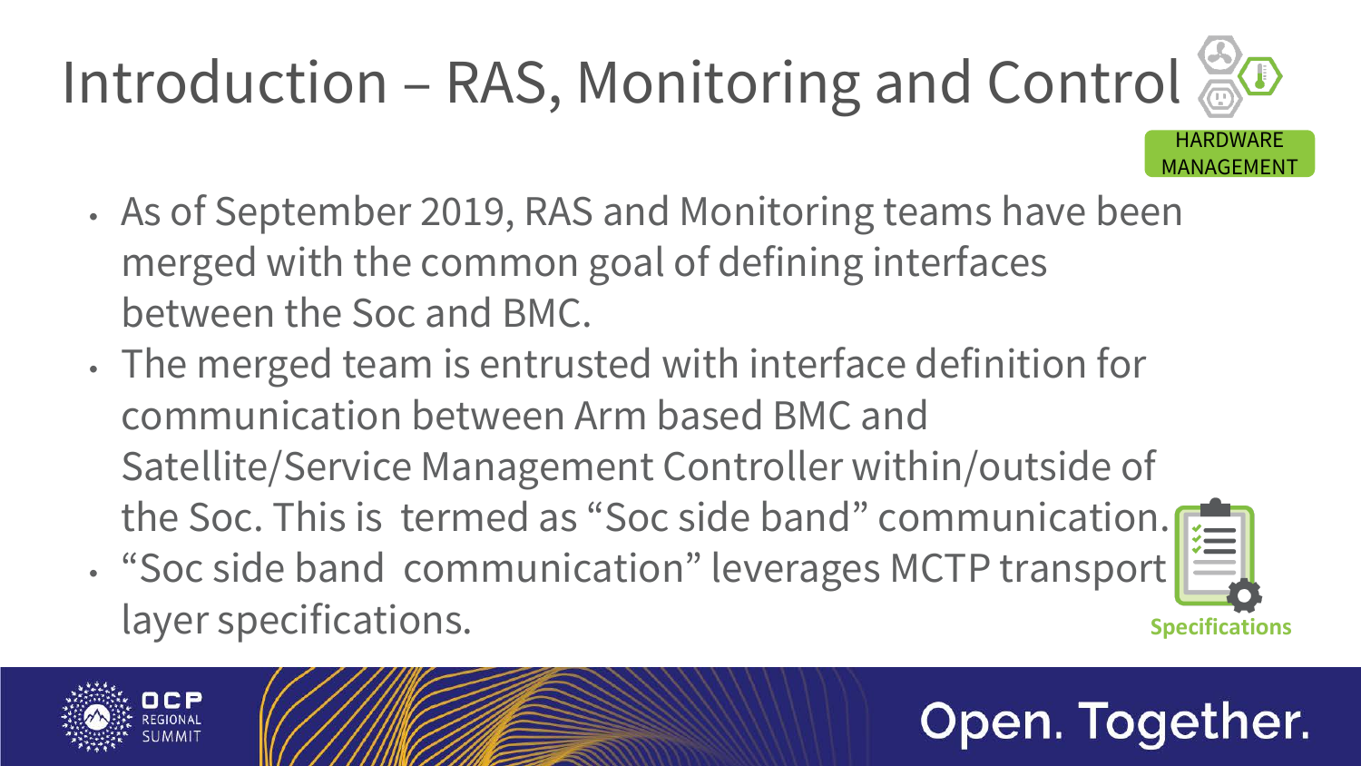# Introduction – RAS, Monitoring and Control

HARDWARE MANAGEMENT

- As of September 2019, RAS and Monitoring teams have been merged with the common goal of defining interfaces between the Soc and BMC.
- The merged team is entrusted with interface definition for communication between Arm based BMC and Satellite/Service Management Controller within/outside of the Soc. This is termed as "Soc side band" communication.
- "Soc side band communication" leverages MCTP transport layer specifications.

Specifications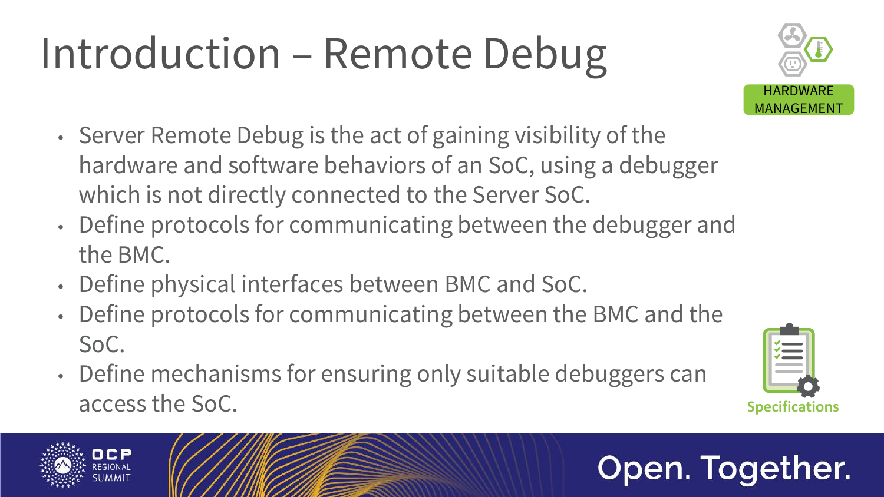# Introduction – Remote Debug

HARDWARE MANAGEMENT

- Server Remote Debug is the act of gaining visibility of the hardware and software behaviors of an SoC, using a debugger which is not directly connected to the Server SoC.
- Define protocols for communicating between the debugger and the BMC.
- Define physical interfaces between BMC and SoC.
- Define protocols for communicating between the BMC and the SoC.
- Define mechanisms for ensuring only suitable debuggers can access the SoC.

Specifications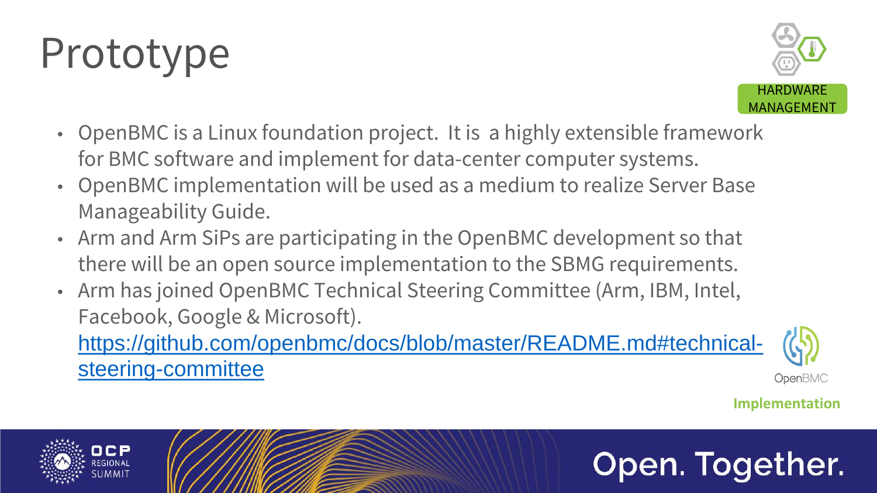# Prototype

HARDWARE MANAGEMENT

- OpenBMC is a Linux foundation project. It is a highly extensible framework for BMC software and implement for data-center computer systems.
- OpenBMC implementation will be used as a medium to realize Server Base Manageability Guide.
- Arm and Arm SiPs are participating in the OpenBMC development so that there will be an open source implementation to the SBMG requirements.
- Arm has joined OpenBMC Technical Steering Committee (Arm, IBM, Intel, Facebook, Google & Microsoft). https://github.com/openbmc/docs/blob/master/README.md#technical-steering-committee

OpenBMC

**Implementation**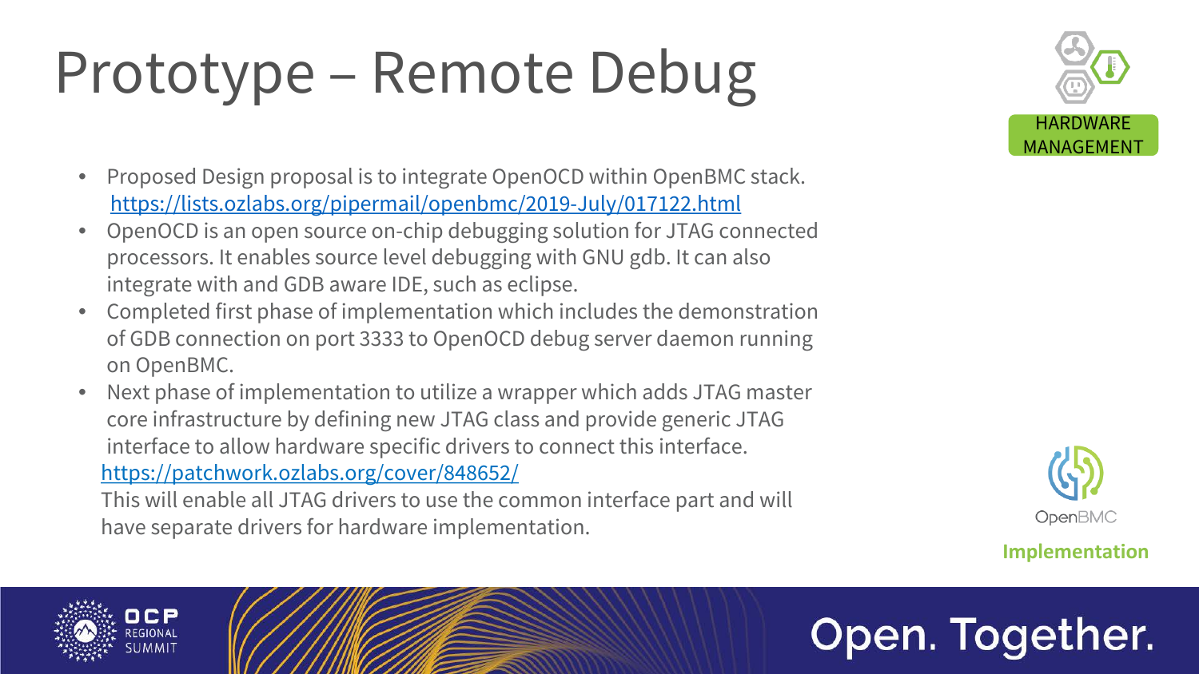# Prototype – Remote Debug

HARDWARE MANAGEMENT

- Proposed Design proposal is to integrate OpenOCD within OpenBMC stack. https://lists.ozlabs.org/pipermail/openbmc/2019-July/017122.html
- OpenOCD is an open source on-chip debugging solution for JTAG connected processors. It enables source level debugging with GNU gdb. It can also integrate with and GDB aware IDE, such as eclipse.
- Completed first phase of implementation which includes the demonstration of GDB connection on port 3333 to OpenOCD debug server daemon running on OpenBMC.
- Next phase of implementation to utilize a wrapper which adds JTAG master core infrastructure by defining new JTAG class and provide generic JTAG interface to allow hardware specific drivers to connect this interface.
  https://patchwork.ozlabs.org/cover/848652/
  This will enable all JTAG drivers to use the common interface part and will have separate drivers for hardware implementation.

OpenBMC

**Implementation**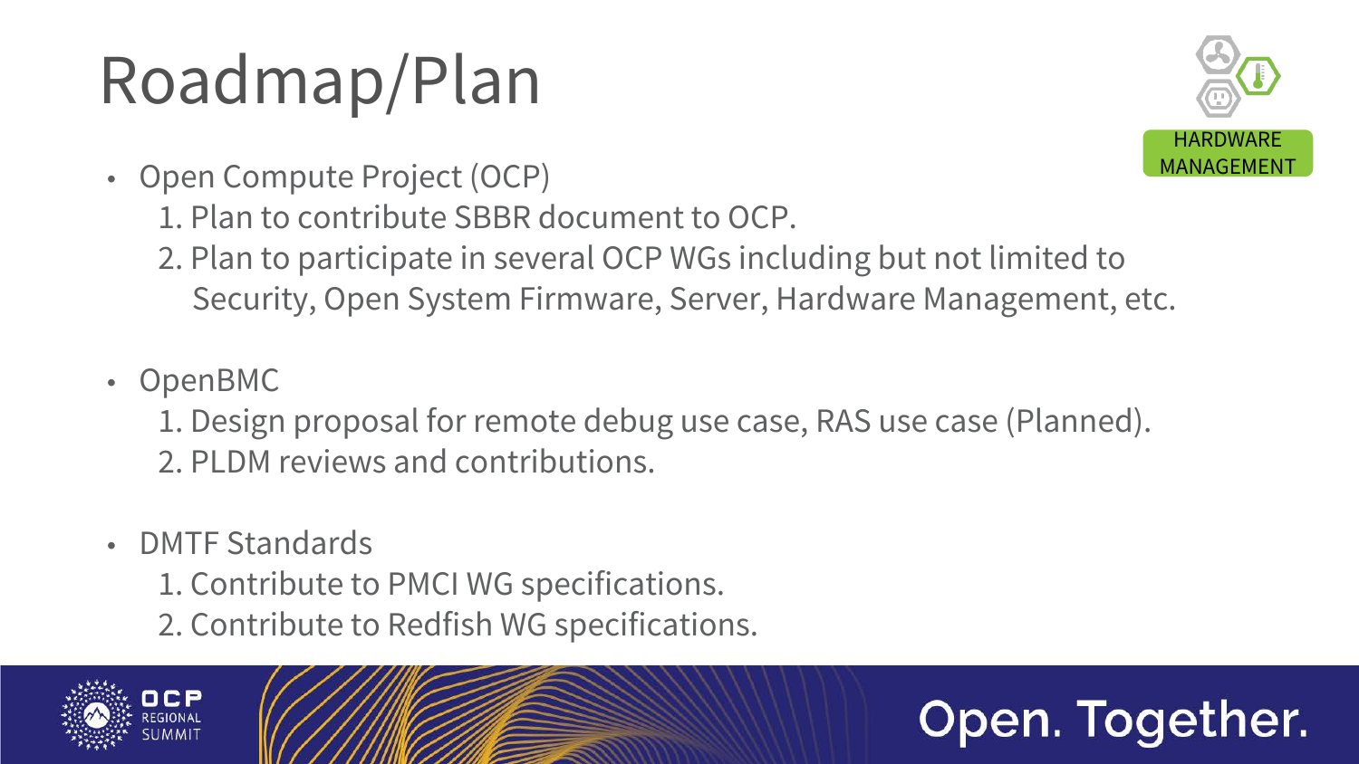# Roadmap/Plan

HARDWARE MANAGEMENT

- Open Compute Project (OCP)
  1. Plan to contribute SBBR document to OCP.
  2. Plan to participate in several OCP WGs including but not limited to Security, Open System Firmware, Server, Hardware Management, etc.

- OpenBMC
  1. Design proposal for remote debug use case, RAS use case (Planned).
  2. PLDM reviews and contributions.

- DMTF Standards
  1. Contribute to PMCI WG specifications.
  2. Contribute to Redfish WG specifications.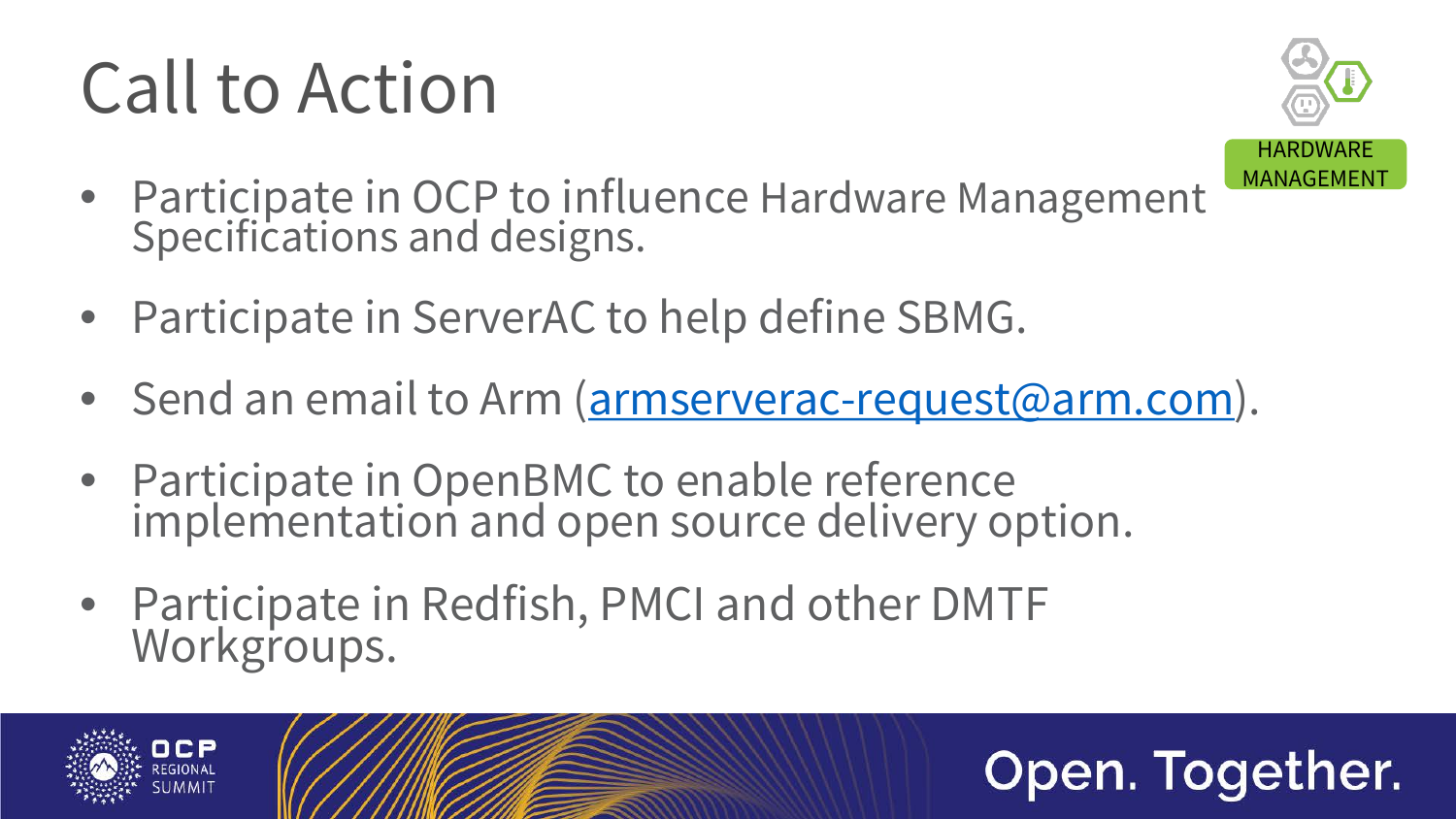# Call to Action

HARDWARE MANAGEMENT

- Participate in OCP to influence Hardware Management Specifications and designs.
- Participate in ServerAC to help define SBMG.
- Send an email to Arm (armserverac-request@arm.com).
- Participate in OpenBMC to enable reference implementation and open source delivery option.
- Participate in Redfish, PMCI and other DMTF Workgroups.

OCP REGIONAL SUMMIT

Open. Together.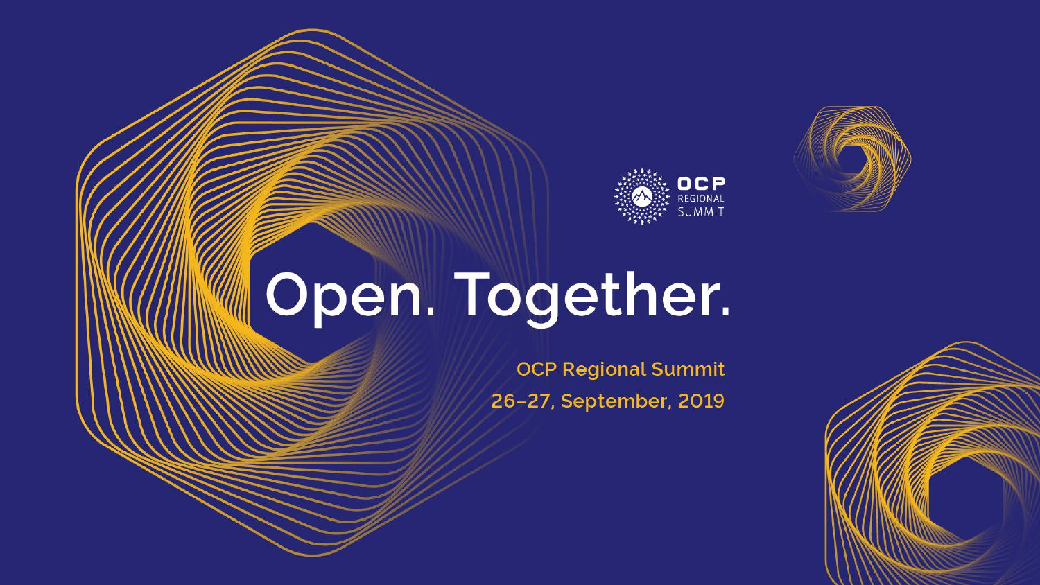OCP REGIONAL SUMMIT

# Open. Together.

**OCP Regional Summit**

**26–27, September, 2019**